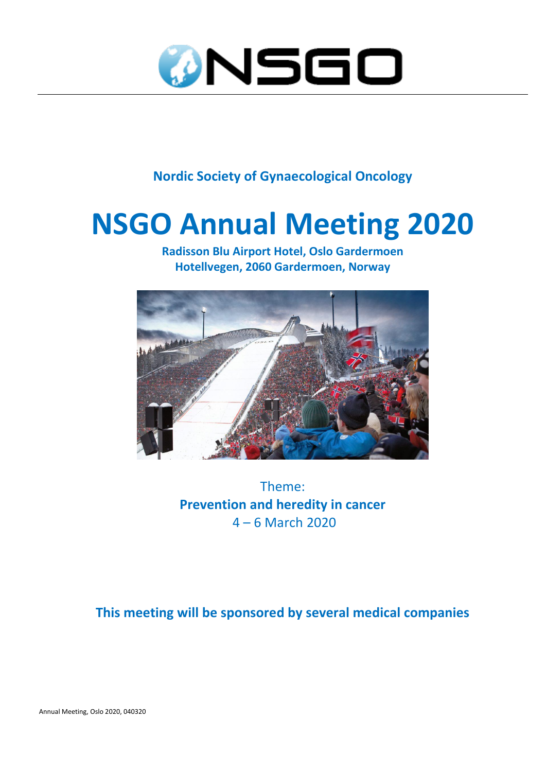NSGO

**Nordic Society of Gynaecological Oncology**

# NSGO Annual Meeting 2020

**Radisson Blu Airport Hotel, Oslo Gardermoen**
**Hotellvegen, 2060 Gardermoen, Norway**

Theme:
**Prevention and heredity in cancer**
4 – 6 March 2020

**This meeting will be sponsored by several medical companies**

Annual Meeting, Oslo 2020, 040320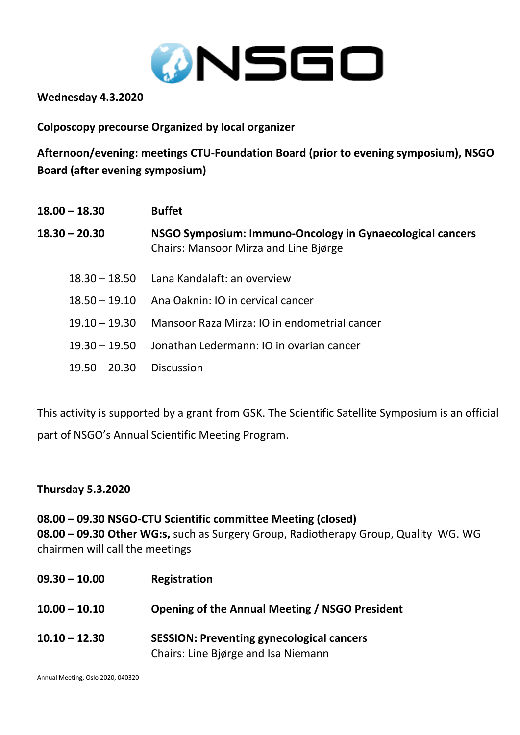**Wednesday 4.3.2020**

**Colposcopy precourse Organized by local organizer**

**Afternoon/evening: meetings CTU-Foundation Board (prior to evening symposium), NSGO Board (after evening symposium)**

| | |
|---|---|
| **18.00 – 18.30** | **Buffet** |
| **18.30 – 20.30** | **NSGO Symposium: Immuno-Oncology in Gynaecological cancers**<br>Chairs: Mansoor Mirza and Line Bjørge |
| 18.30 – 18.50 | Lana Kandalaft: an overview |
| 18.50 – 19.10 | Ana Oaknin: IO in cervical cancer |
| 19.10 – 19.30 | Mansoor Raza Mirza: IO in endometrial cancer |
| 19.30 – 19.50 | Jonathan Ledermann: IO in ovarian cancer |
| 19.50 – 20.30 | Discussion |

This activity is supported by a grant from GSK. The Scientific Satellite Symposium is an official part of NSGO's Annual Scientific Meeting Program.

**Thursday 5.3.2020**

**08.00 – 09.30 NSGO-CTU Scientific committee Meeting (closed)**
**08.00 – 09.30 Other WG:s,** such as Surgery Group, Radiotherapy Group, Quality WG. WG chairmen will call the meetings

| | |
|---|---|
| **09.30 – 10.00** | **Registration** |
| **10.00 – 10.10** | **Opening of the Annual Meeting / NSGO President** |
| **10.10 – 12.30** | **SESSION: Preventing gynecological cancers**<br>Chairs: Line Bjørge and Isa Niemann |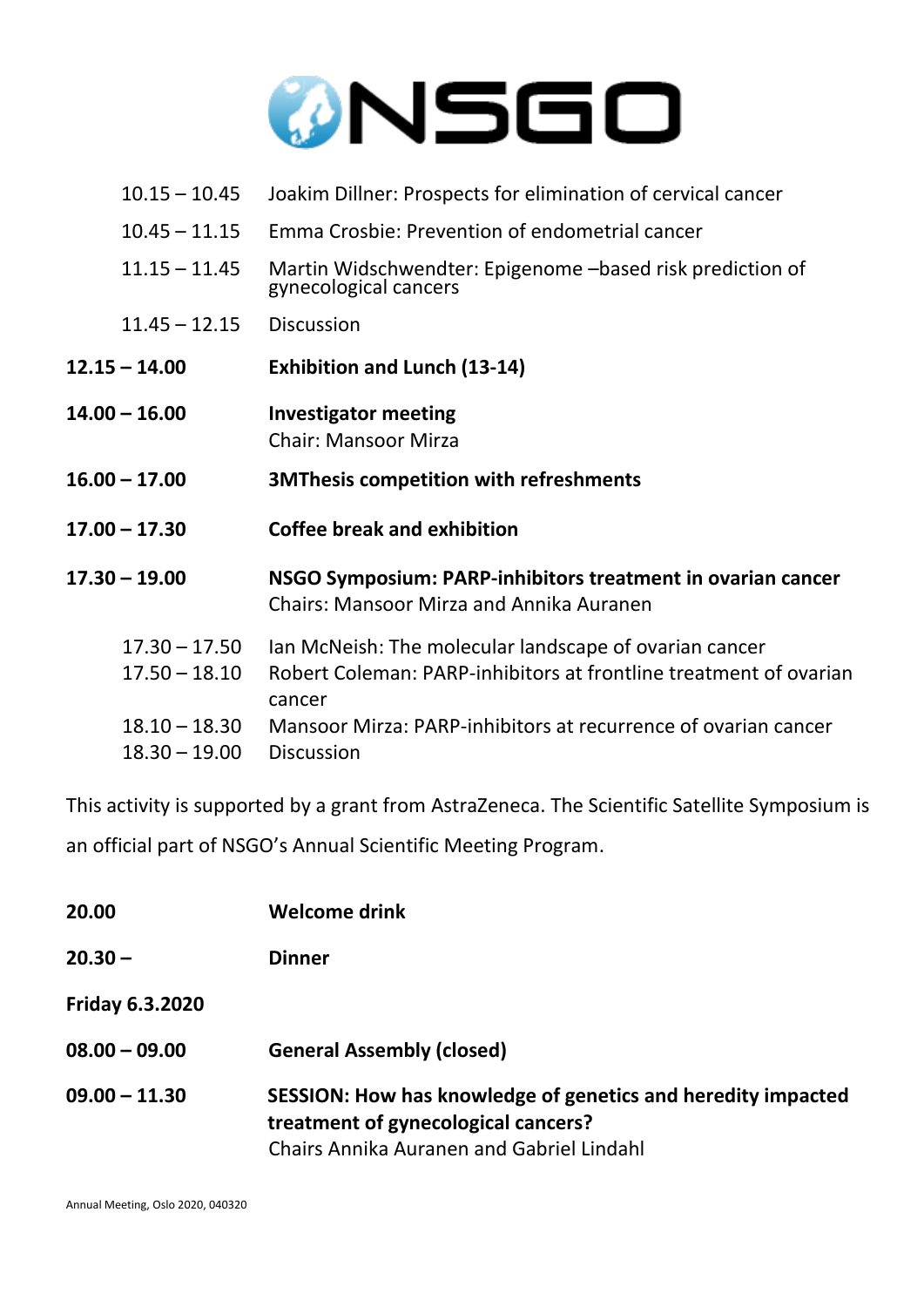NSGO

10.15 – 10.45 Joakim Dillner: Prospects for elimination of cervical cancer

10.45 – 11.15 Emma Crosbie: Prevention of endometrial cancer

11.15 – 11.45 Martin Widschwendter: Epigenome –based risk prediction of gynecological cancers

11.45 – 12.15 Discussion

**12.15 – 14.00** **Exhibition and Lunch (13-14)**

**14.00 – 16.00** **Investigator meeting**
Chair: Mansoor Mirza

**16.00 – 17.00** **3MThesis competition with refreshments**

**17.00 – 17.30** **Coffee break and exhibition**

**17.30 – 19.00** **NSGO Symposium: PARP-inhibitors treatment in ovarian cancer**
Chairs: Mansoor Mirza and Annika Auranen

17.30 – 17.50 Ian McNeish: The molecular landscape of ovarian cancer
17.50 – 18.10 Robert Coleman: PARP-inhibitors at frontline treatment of ovarian cancer
18.10 – 18.30 Mansoor Mirza: PARP-inhibitors at recurrence of ovarian cancer
18.30 – 19.00 Discussion

This activity is supported by a grant from AstraZeneca. The Scientific Satellite Symposium is an official part of NSGO's Annual Scientific Meeting Program.

**20.00** **Welcome drink**

**20.30 –** **Dinner**

**Friday 6.3.2020**

**08.00 – 09.00** **General Assembly (closed)**

**09.00 – 11.30** **SESSION: How has knowledge of genetics and heredity impacted treatment of gynecological cancers?**
Chairs Annika Auranen and Gabriel Lindahl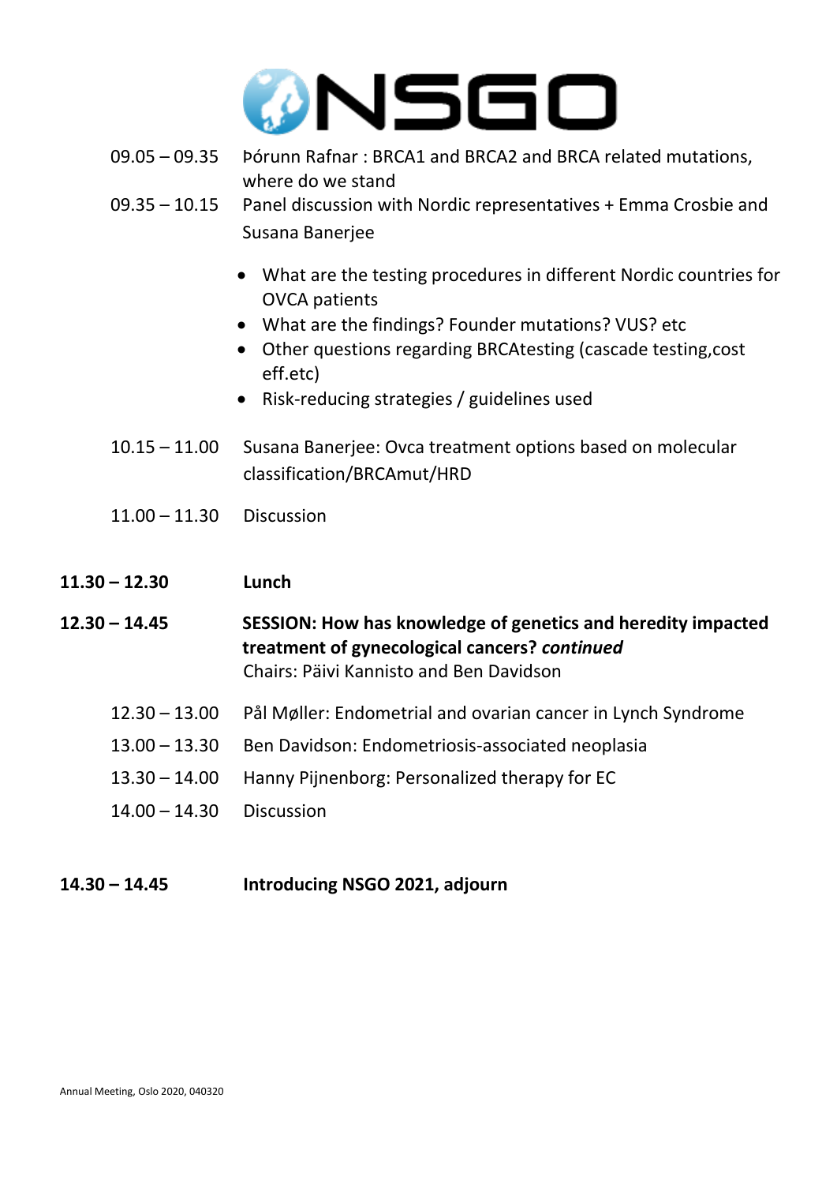NSGO

| | |
|---|---|
| 09.05 – 09.35 | Þórunn Rafnar : BRCA1 and BRCA2 and BRCA related mutations, where do we stand |
| 09.35 – 10.15 | Panel discussion with Nordic representatives + Emma Crosbie and Susana Banerjee |

- What are the testing procedures in different Nordic countries for OVCA patients
- What are the findings? Founder mutations? VUS? etc
- Other questions regarding BRCAtesting (cascade testing,cost eff.etc)
- Risk-reducing strategies / guidelines used

| | |
|---|---|
| 10.15 – 11.00 | Susana Banerjee: Ovca treatment options based on molecular classification/BRCAmut/HRD |
| 11.00 – 11.30 | Discussion |

**11.30 – 12.30** **Lunch**

**12.30 – 14.45** **SESSION: How has knowledge of genetics and heredity impacted treatment of gynecological cancers?** ***continued***
Chairs: Päivi Kannisto and Ben Davidson

| | |
|---|---|
| 12.30 – 13.00 | Pål Møller: Endometrial and ovarian cancer in Lynch Syndrome |
| 13.00 – 13.30 | Ben Davidson: Endometriosis-associated neoplasia |
| 13.30 – 14.00 | Hanny Pijnenborg: Personalized therapy for EC |
| 14.00 – 14.30 | Discussion |

**14.30 – 14.45** **Introducing NSGO 2021, adjourn**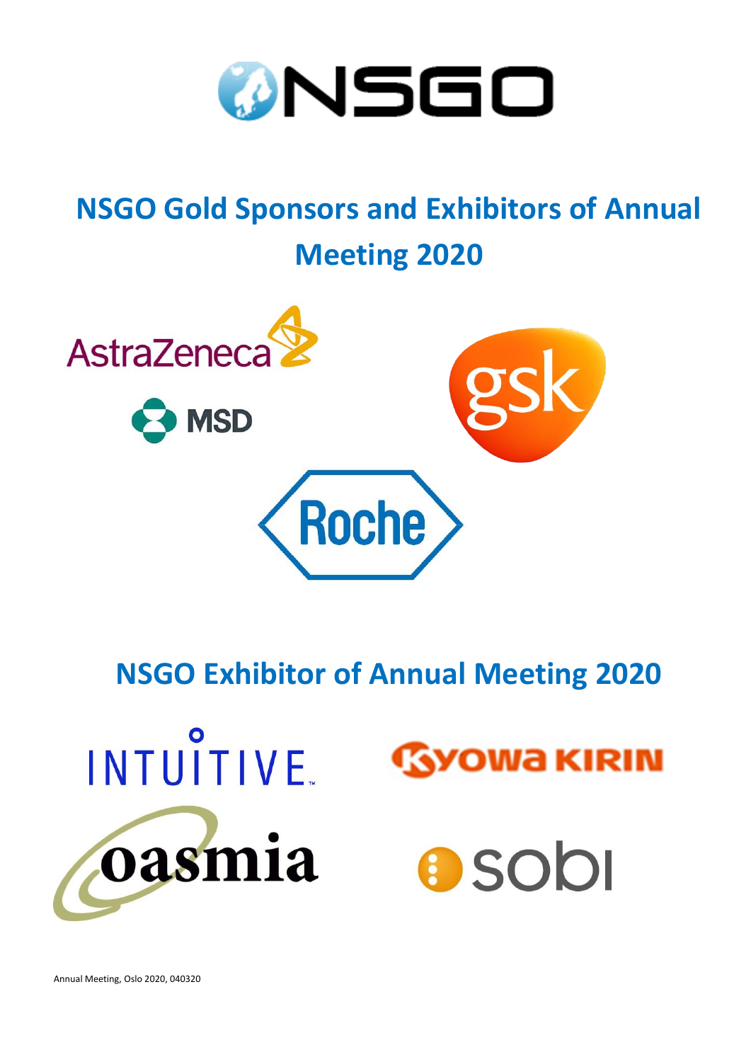# NSGO Gold Sponsors and Exhibitors of Annual Meeting 2020

AstraZeneca

MSD

gsk

Roche

# NSGO Exhibitor of Annual Meeting 2020

INTUITIVE

KYOWA KIRIN

oasmia

sobi

Annual Meeting, Oslo 2020, 040320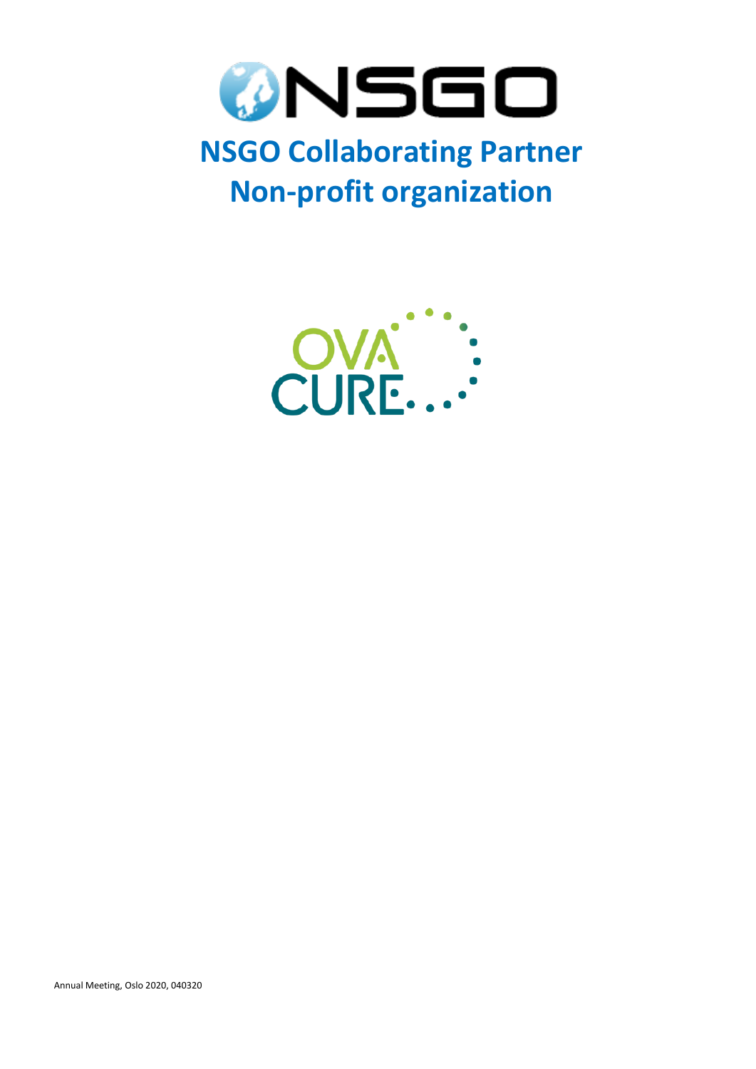# NSGO Collaborating Partner
# Non-profit organization

OVA CURE

Annual Meeting, Oslo 2020, 040320